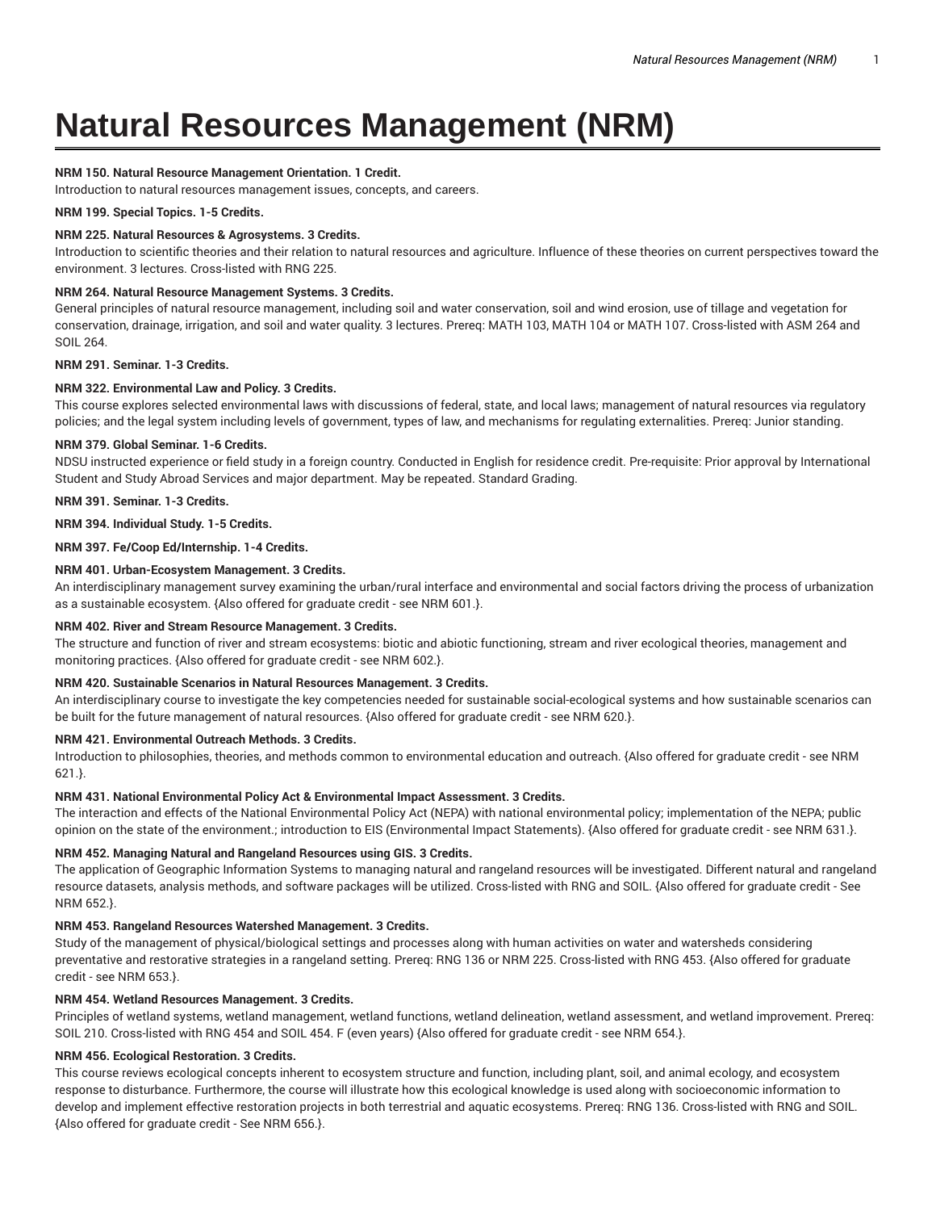# Natural Resources Management (NRM)

**NRM 150. Natural Resource Management Orientation. 1 Credit.**
Introduction to natural resources management issues, concepts, and careers.

**NRM 199. Special Topics. 1-5 Credits.**

**NRM 225. Natural Resources & Agrosystems. 3 Credits.**
Introduction to scientific theories and their relation to natural resources and agriculture. Influence of these theories on current perspectives toward the environment. 3 lectures. Cross-listed with RNG 225.

**NRM 264. Natural Resource Management Systems. 3 Credits.**
General principles of natural resource management, including soil and water conservation, soil and wind erosion, use of tillage and vegetation for conservation, drainage, irrigation, and soil and water quality. 3 lectures. Prereq: MATH 103, MATH 104 or MATH 107. Cross-listed with ASM 264 and SOIL 264.

**NRM 291. Seminar. 1-3 Credits.**

**NRM 322. Environmental Law and Policy. 3 Credits.**
This course explores selected environmental laws with discussions of federal, state, and local laws; management of natural resources via regulatory policies; and the legal system including levels of government, types of law, and mechanisms for regulating externalities. Prereq: Junior standing.

**NRM 379. Global Seminar. 1-6 Credits.**
NDSU instructed experience or field study in a foreign country. Conducted in English for residence credit. Pre-requisite: Prior approval by International Student and Study Abroad Services and major department. May be repeated. Standard Grading.

**NRM 391. Seminar. 1-3 Credits.**

**NRM 394. Individual Study. 1-5 Credits.**

**NRM 397. Fe/Coop Ed/Internship. 1-4 Credits.**

**NRM 401. Urban-Ecosystem Management. 3 Credits.**
An interdisciplinary management survey examining the urban/rural interface and environmental and social factors driving the process of urbanization as a sustainable ecosystem. {Also offered for graduate credit - see NRM 601.}.

**NRM 402. River and Stream Resource Management. 3 Credits.**
The structure and function of river and stream ecosystems: biotic and abiotic functioning, stream and river ecological theories, management and monitoring practices. {Also offered for graduate credit - see NRM 602.}.

**NRM 420. Sustainable Scenarios in Natural Resources Management. 3 Credits.**
An interdisciplinary course to investigate the key competencies needed for sustainable social-ecological systems and how sustainable scenarios can be built for the future management of natural resources. {Also offered for graduate credit - see NRM 620.}.

**NRM 421. Environmental Outreach Methods. 3 Credits.**
Introduction to philosophies, theories, and methods common to environmental education and outreach. {Also offered for graduate credit - see NRM 621.}.

**NRM 431. National Environmental Policy Act & Environmental Impact Assessment. 3 Credits.**
The interaction and effects of the National Environmental Policy Act (NEPA) with national environmental policy; implementation of the NEPA; public opinion on the state of the environment.; introduction to EIS (Environmental Impact Statements). {Also offered for graduate credit - see NRM 631.}.

**NRM 452. Managing Natural and Rangeland Resources using GIS. 3 Credits.**
The application of Geographic Information Systems to managing natural and rangeland resources will be investigated. Different natural and rangeland resource datasets, analysis methods, and software packages will be utilized. Cross-listed with RNG and SOIL. {Also offered for graduate credit - See NRM 652.}.

**NRM 453. Rangeland Resources Watershed Management. 3 Credits.**
Study of the management of physical/biological settings and processes along with human activities on water and watersheds considering preventative and restorative strategies in a rangeland setting. Prereq: RNG 136 or NRM 225. Cross-listed with RNG 453. {Also offered for graduate credit - see NRM 653.}.

**NRM 454. Wetland Resources Management. 3 Credits.**
Principles of wetland systems, wetland management, wetland functions, wetland delineation, wetland assessment, and wetland improvement. Prereq: SOIL 210. Cross-listed with RNG 454 and SOIL 454. F (even years) {Also offered for graduate credit - see NRM 654.}.

**NRM 456. Ecological Restoration. 3 Credits.**
This course reviews ecological concepts inherent to ecosystem structure and function, including plant, soil, and animal ecology, and ecosystem response to disturbance. Furthermore, the course will illustrate how this ecological knowledge is used along with socioeconomic information to develop and implement effective restoration projects in both terrestrial and aquatic ecosystems. Prereq: RNG 136. Cross-listed with RNG and SOIL. {Also offered for graduate credit - See NRM 656.}.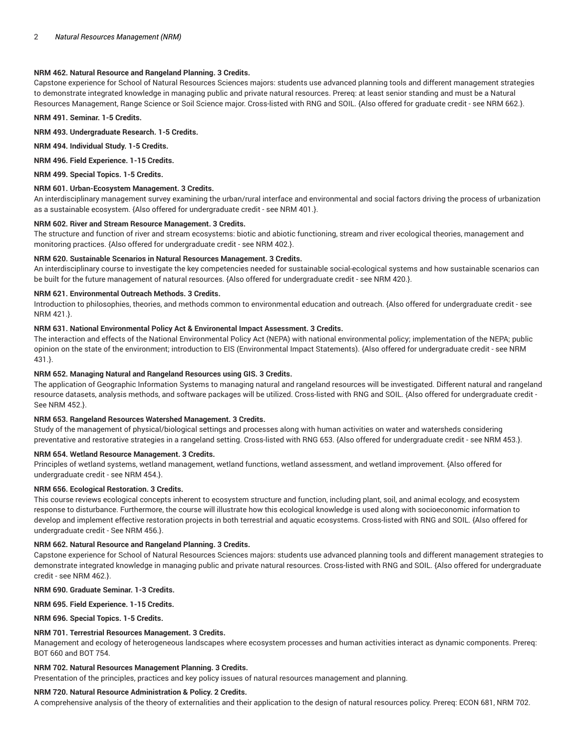**NRM 462. Natural Resource and Rangeland Planning. 3 Credits.**
Capstone experience for School of Natural Resources Sciences majors: students use advanced planning tools and different management strategies to demonstrate integrated knowledge in managing public and private natural resources. Prereq: at least senior standing and must be a Natural Resources Management, Range Science or Soil Science major. Cross-listed with RNG and SOIL. {Also offered for graduate credit - see NRM 662.}.

**NRM 491. Seminar. 1-5 Credits.**

**NRM 493. Undergraduate Research. 1-5 Credits.**

**NRM 494. Individual Study. 1-5 Credits.**

**NRM 496. Field Experience. 1-15 Credits.**

**NRM 499. Special Topics. 1-5 Credits.**

**NRM 601. Urban-Ecosystem Management. 3 Credits.**
An interdisciplinary management survey examining the urban/rural interface and environmental and social factors driving the process of urbanization as a sustainable ecosystem. {Also offered for undergraduate credit - see NRM 401.}.

**NRM 602. River and Stream Resource Management. 3 Credits.**
The structure and function of river and stream ecosystems: biotic and abiotic functioning, stream and river ecological theories, management and monitoring practices. {Also offered for undergraduate credit - see NRM 402.}.

**NRM 620. Sustainable Scenarios in Natural Resources Management. 3 Credits.**
An interdisciplinary course to investigate the key competencies needed for sustainable social-ecological systems and how sustainable scenarios can be built for the future management of natural resources. {Also offered for undergraduate credit - see NRM 420.}.

**NRM 621. Environmental Outreach Methods. 3 Credits.**
Introduction to philosophies, theories, and methods common to environmental education and outreach. {Also offered for undergraduate credit - see NRM 421.}.

**NRM 631. National Environmental Policy Act & Environental Impact Assessment. 3 Credits.**
The interaction and effects of the National Environmental Policy Act (NEPA) with national environmental policy; implementation of the NEPA; public opinion on the state of the environment; introduction to EIS (Environmental Impact Statements). {Also offered for undergraduate credit - see NRM 431.}.

**NRM 652. Managing Natural and Rangeland Resources using GIS. 3 Credits.**
The application of Geographic Information Systems to managing natural and rangeland resources will be investigated. Different natural and rangeland resource datasets, analysis methods, and software packages will be utilized. Cross-listed with RNG and SOIL. {Also offered for undergraduate credit - See NRM 452.}.

**NRM 653. Rangeland Resources Watershed Management. 3 Credits.**
Study of the management of physical/biological settings and processes along with human activities on water and watersheds considering preventative and restorative strategies in a rangeland setting. Cross-listed with RNG 653. {Also offered for undergraduate credit - see NRM 453.}.

**NRM 654. Wetland Resource Management. 3 Credits.**
Principles of wetland systems, wetland management, wetland functions, wetland assessment, and wetland improvement. {Also offered for undergraduate credit - see NRM 454.}.

**NRM 656. Ecological Restoration. 3 Credits.**
This course reviews ecological concepts inherent to ecosystem structure and function, including plant, soil, and animal ecology, and ecosystem response to disturbance. Furthermore, the course will illustrate how this ecological knowledge is used along with socioeconomic information to develop and implement effective restoration projects in both terrestrial and aquatic ecosystems. Cross-listed with RNG and SOIL. {Also offered for undergraduate credit - See NRM 456.}.

**NRM 662. Natural Resource and Rangeland Planning. 3 Credits.**
Capstone experience for School of Natural Resources Sciences majors: students use advanced planning tools and different management strategies to demonstrate integrated knowledge in managing public and private natural resources. Cross-listed with RNG and SOIL. {Also offered for undergraduate credit - see NRM 462.}.

**NRM 690. Graduate Seminar. 1-3 Credits.**

**NRM 695. Field Experience. 1-15 Credits.**

**NRM 696. Special Topics. 1-5 Credits.**

**NRM 701. Terrestrial Resources Management. 3 Credits.**
Management and ecology of heterogeneous landscapes where ecosystem processes and human activities interact as dynamic components. Prereq: BOT 660 and BOT 754.

**NRM 702. Natural Resources Management Planning. 3 Credits.**
Presentation of the principles, practices and key policy issues of natural resources management and planning.

**NRM 720. Natural Resource Administration & Policy. 2 Credits.**
A comprehensive analysis of the theory of externalities and their application to the design of natural resources policy. Prereq: ECON 681, NRM 702.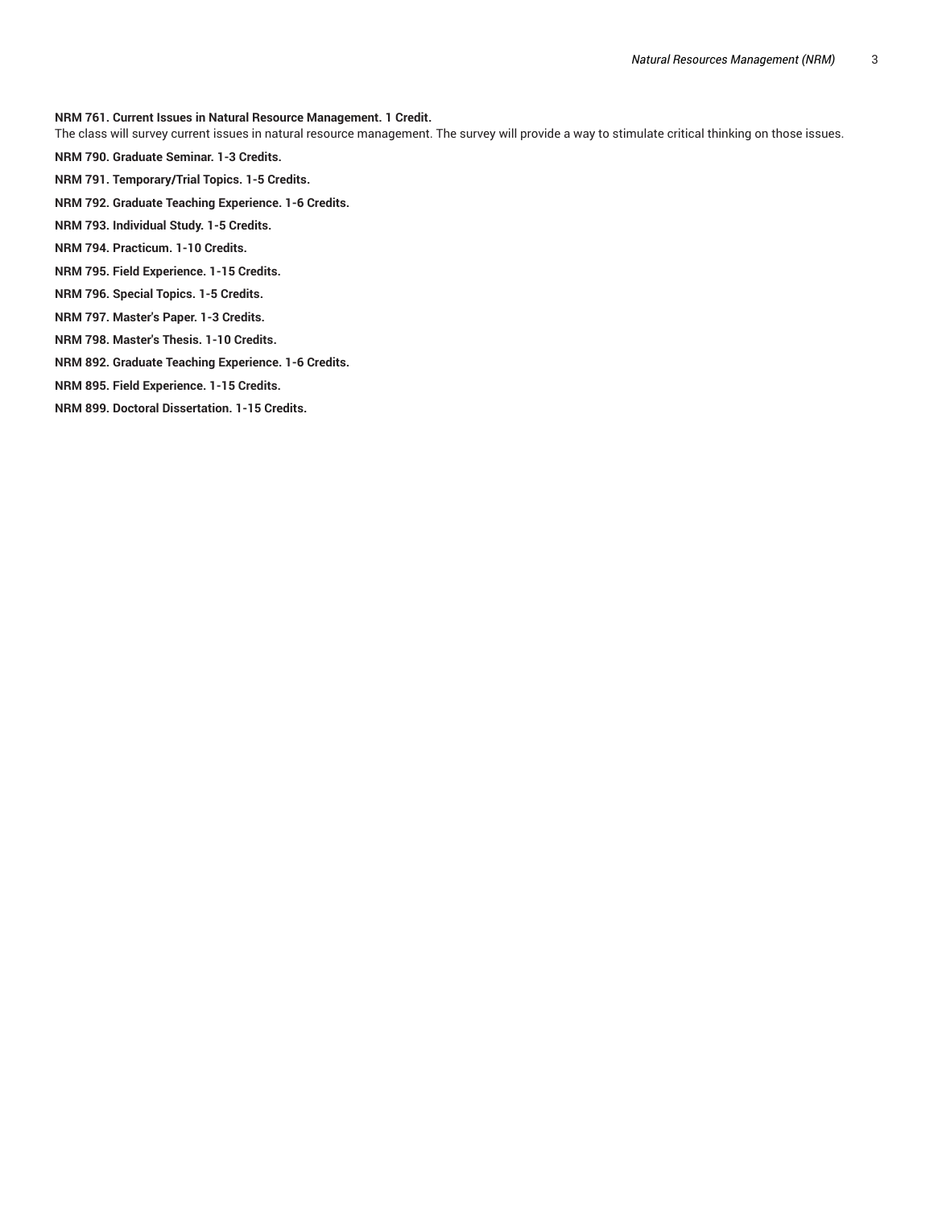**NRM 761. Current Issues in Natural Resource Management. 1 Credit.**

The class will survey current issues in natural resource management. The survey will provide a way to stimulate critical thinking on those issues.

**NRM 790. Graduate Seminar. 1-3 Credits.**

**NRM 791. Temporary/Trial Topics. 1-5 Credits.**

**NRM 792. Graduate Teaching Experience. 1-6 Credits.**

**NRM 793. Individual Study. 1-5 Credits.**

**NRM 794. Practicum. 1-10 Credits.**

**NRM 795. Field Experience. 1-15 Credits.**

**NRM 796. Special Topics. 1-5 Credits.**

**NRM 797. Master's Paper. 1-3 Credits.**

**NRM 798. Master's Thesis. 1-10 Credits.**

**NRM 892. Graduate Teaching Experience. 1-6 Credits.**

**NRM 895. Field Experience. 1-15 Credits.**

**NRM 899. Doctoral Dissertation. 1-15 Credits.**